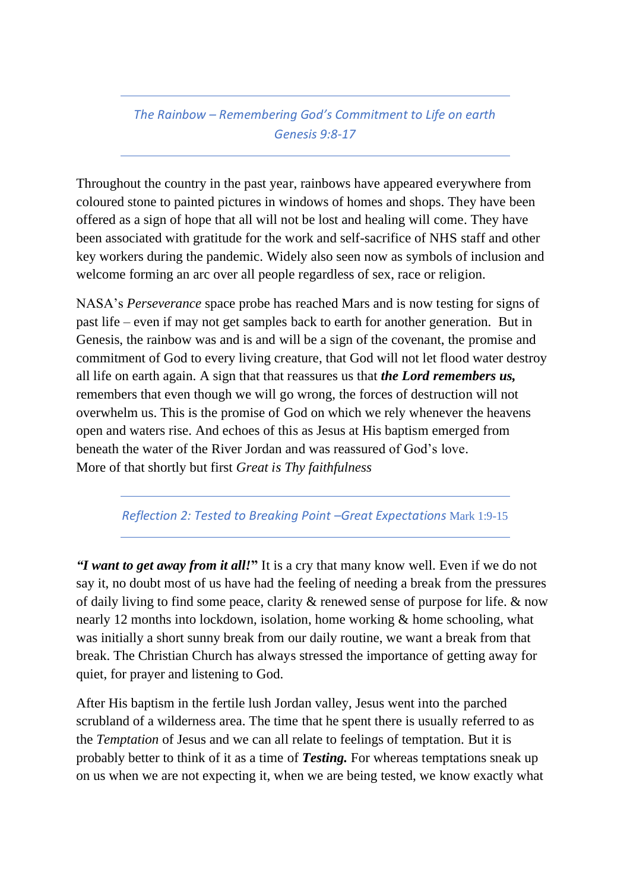## *The Rainbow – Remembering God's Commitment to Life on earth Genesis 9:8-17*

Throughout the country in the past year, rainbows have appeared everywhere from coloured stone to painted pictures in windows of homes and shops. They have been offered as a sign of hope that all will not be lost and healing will come. They have been associated with gratitude for the work and self-sacrifice of NHS staff and other key workers during the pandemic. Widely also seen now as symbols of inclusion and welcome forming an arc over all people regardless of sex, race or religion.

NASA's *Perseverance* space probe has reached Mars and is now testing for signs of past life – even if may not get samples back to earth for another generation. But in Genesis, the rainbow was and is and will be a sign of the covenant, the promise and commitment of God to every living creature, that God will not let flood water destroy all life on earth again. A sign that that reassures us that ***the Lord remembers us,*** remembers that even though we will go wrong, the forces of destruction will not overwhelm us. This is the promise of God on which we rely whenever the heavens open and waters rise. And echoes of this as Jesus at His baptism emerged from beneath the water of the River Jordan and was reassured of God's love.
More of that shortly but first *Great is Thy faithfulness*

## *Reflection 2: Tested to Breaking Point –Great Expectations* Mark 1:9-15

***"I want to get away from it all!"*** It is a cry that many know well. Even if we do not say it, no doubt most of us have had the feeling of needing a break from the pressures of daily living to find some peace, clarity & renewed sense of purpose for life. & now nearly 12 months into lockdown, isolation, home working & home schooling, what was initially a short sunny break from our daily routine, we want a break from that break. The Christian Church has always stressed the importance of getting away for quiet, for prayer and listening to God.

After His baptism in the fertile lush Jordan valley, Jesus went into the parched scrubland of a wilderness area. The time that he spent there is usually referred to as the *Temptation* of Jesus and we can all relate to feelings of temptation. But it is probably better to think of it as a time of ***Testing.*** For whereas temptations sneak up on us when we are not expecting it, when we are being tested, we know exactly what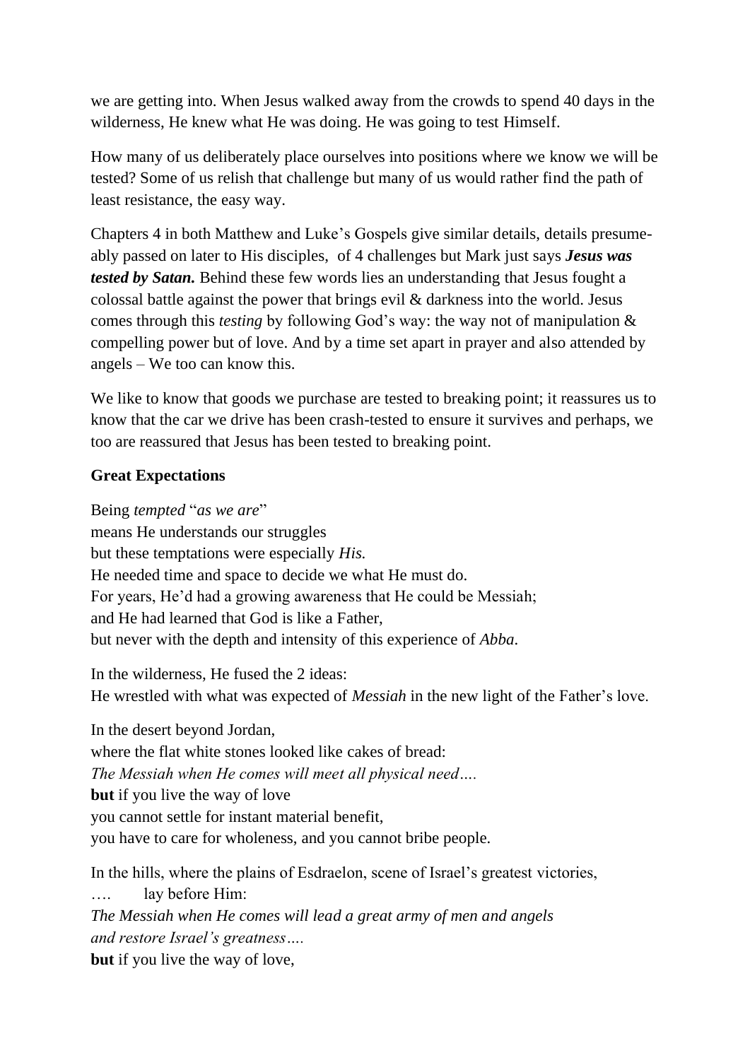we are getting into. When Jesus walked away from the crowds to spend 40 days in the wilderness, He knew what He was doing. He was going to test Himself.

How many of us deliberately place ourselves into positions where we know we will be tested? Some of us relish that challenge but many of us would rather find the path of least resistance, the easy way.

Chapters 4 in both Matthew and Luke's Gospels give similar details, details presume-ably passed on later to His disciples, of 4 challenges but Mark just says ***Jesus was tested by Satan.*** Behind these few words lies an understanding that Jesus fought a colossal battle against the power that brings evil & darkness into the world. Jesus comes through this *testing* by following God's way: the way not of manipulation & compelling power but of love. And by a time set apart in prayer and also attended by angels – We too can know this.

We like to know that goods we purchase are tested to breaking point; it reassures us to know that the car we drive has been crash-tested to ensure it survives and perhaps, we too are reassured that Jesus has been tested to breaking point.

**Great Expectations**

Being *tempted* "*as we are*"  
means He understands our struggles  
but these temptations were especially *His.*  
He needed time and space to decide we what He must do.  
For years, He'd had a growing awareness that He could be Messiah;  
and He had learned that God is like a Father,  
but never with the depth and intensity of this experience of *Abba.*

In the wilderness, He fused the 2 ideas:  
He wrestled with what was expected of *Messiah* in the new light of the Father's love.

In the desert beyond Jordan,  
where the flat white stones looked like cakes of bread:  
*The Messiah when He comes will meet all physical need….*  
**but** if you live the way of love  
you cannot settle for instant material benefit,  
you have to care for wholeness, and you cannot bribe people.

In the hills, where the plains of Esdraelon, scene of Israel's greatest victories,  
…. lay before Him:  
*The Messiah when He comes will lead a great army of men and angels*  
*and restore Israel's greatness….*  
**but** if you live the way of love,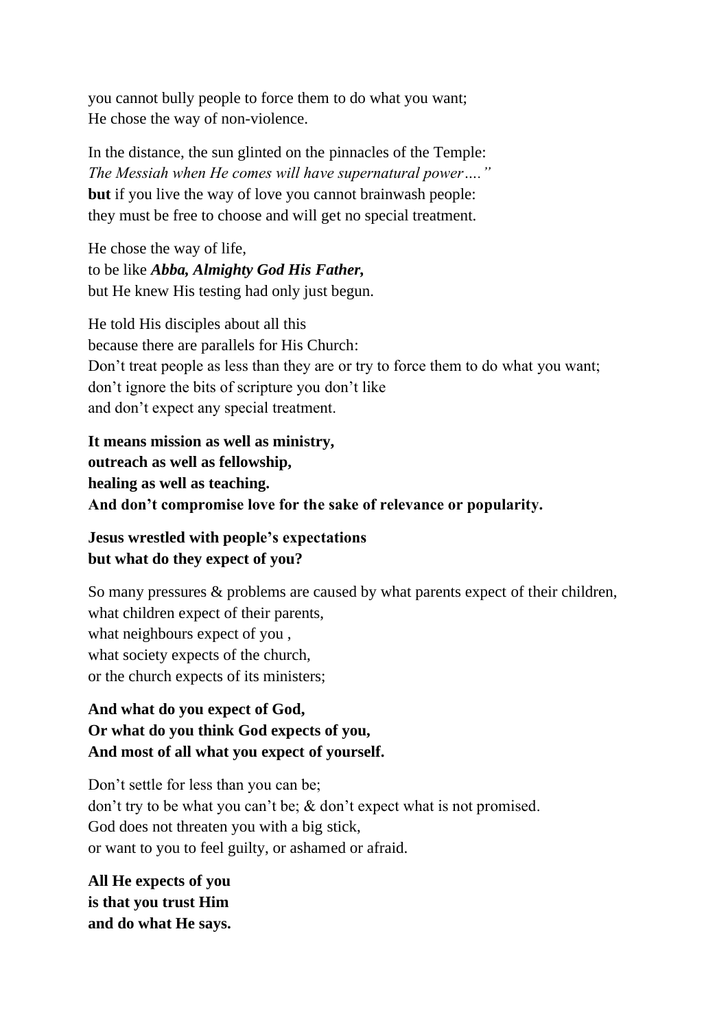you cannot bully people to force them to do what you want;
He chose the way of non-violence.

In the distance, the sun glinted on the pinnacles of the Temple:
*The Messiah when He comes will have supernatural power…."*
**but** if you live the way of love you cannot brainwash people:
they must be free to choose and will get no special treatment.

He chose the way of life,
to be like ***Abba, Almighty God His Father,***
but He knew His testing had only just begun.

He told His disciples about all this
because there are parallels for His Church:
Don't treat people as less than they are or try to force them to do what you want;
don't ignore the bits of scripture you don't like
and don't expect any special treatment.

**It means mission as well as ministry,**
**outreach as well as fellowship,**
**healing as well as teaching.**
**And don't compromise love for the sake of relevance or popularity.**

**Jesus wrestled with people's expectations**
**but what do they expect of you?**

So many pressures & problems are caused by what parents expect of their children,
what children expect of their parents,
what neighbours expect of you ,
what society expects of the church,
or the church expects of its ministers;

**And what do you expect of God,**
**Or what do you think God expects of you,**
**And most of all what you expect of yourself.**

Don't settle for less than you can be;
don't try to be what you can't be; & don't expect what is not promised.
God does not threaten you with a big stick,
or want to you to feel guilty, or ashamed or afraid.

**All He expects of you**
**is that you trust Him**
**and do what He says.**